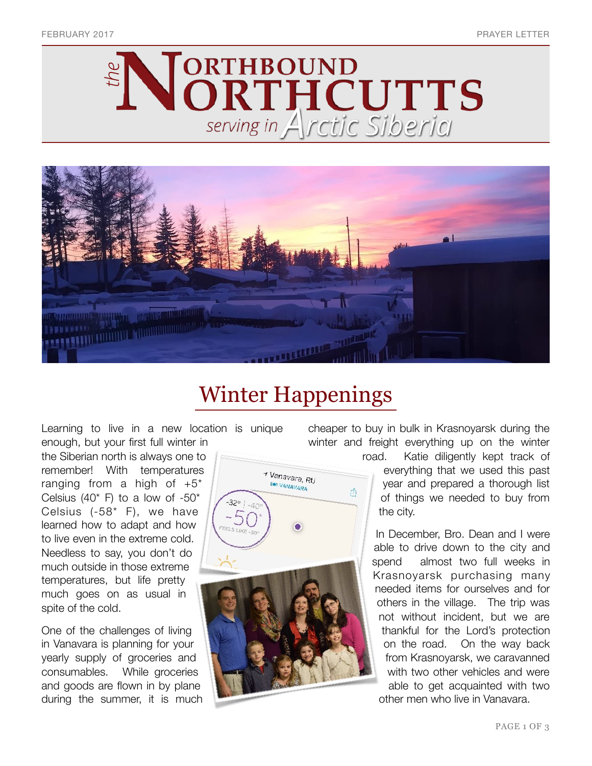# the NORTHBOUND NORTHCUTTS

serving in *Arctic Siberia*

## Winter Happenings

Learning to live in a new location is unique enough, but your first full winter in the Siberian north is always one to remember! With temperatures ranging from a high of +5* Celsius (40* F) to a low of -50* Celsius (-58* F), we have learned how to adapt and how to live even in the extreme cold. Needless to say, you don't do much outside in those extreme temperatures, but life pretty much goes on as usual in spite of the cold.

One of the challenges of living in Vanavara is planning for your yearly supply of groceries and consumables. While groceries and goods are flown in by plane during the summer, it is much cheaper to buy in bulk in Krasnoyarsk during the winter and freight everything up on the winter road. Katie diligently kept track of everything that we used this past year and prepared a thorough list of things we needed to buy from the city.

In December, Bro. Dean and I were able to drive down to the city and spend almost two full weeks in Krasnoyarsk purchasing many needed items for ourselves and for others in the village. The trip was not without incident, but we are thankful for the Lord's protection on the road. On the way back from Krasnoyarsk, we caravanned with two other vehicles and were able to get acquainted with two other men who live in Vanavara.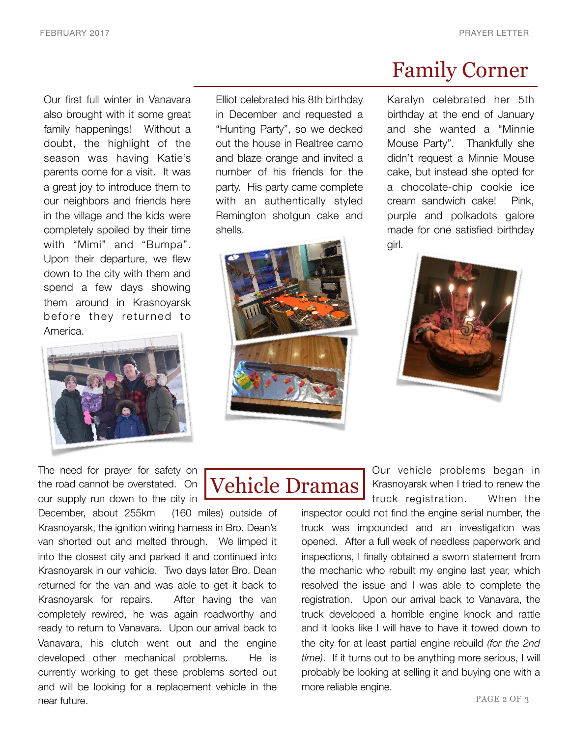# Family Corner

Our first full winter in Vanavara also brought with it some great family happenings! Without a doubt, the highlight of the season was having Katie's parents come for a visit. It was a great joy to introduce them to our neighbors and friends here in the village and the kids were completely spoiled by their time with "Mimi" and "Bumpa". Upon their departure, we flew down to the city with them and spend a few days showing them around in Krasnoyarsk before they returned to America.

Elliot celebrated his 8th birthday in December and requested a "Hunting Party", so we decked out the house in Realtree camo and blaze orange and invited a number of his friends for the party. His party came complete with an authentically styled Remington shotgun cake and shells.

Karalyn celebrated her 5th birthday at the end of January and she wanted a "Minnie Mouse Party". Thankfully she didn't request a Minnie Mouse cake, but instead she opted for a chocolate-chip cookie ice cream sandwich cake! Pink, purple and polkadots galore made for one satisfied birthday girl.

# Vehicle Dramas

The need for prayer for safety on the road cannot be overstated. On our supply run down to the city in December, about 255km (160 miles) outside of Krasnoyarsk, the ignition wiring harness in Bro. Dean's van shorted out and melted through. We limped it into the closest city and parked it and continued into Krasnoyarsk in our vehicle. Two days later Bro. Dean returned for the van and was able to get it back to Krasnoyarsk for repairs. After having the van completely rewired, he was again roadworthy and ready to return to Vanavara. Upon our arrival back to Vanavara, his clutch went out and the engine developed other mechanical problems. He is currently working to get these problems sorted out and will be looking for a replacement vehicle in the near future.

Our vehicle problems began in Krasnoyarsk when I tried to renew the truck registration. When the inspector could not find the engine serial number, the truck was impounded and an investigation was opened. After a full week of needless paperwork and inspections, I finally obtained a sworn statement from the mechanic who rebuilt my engine last year, which resolved the issue and I was able to complete the registration. Upon our arrival back to Vanavara, the truck developed a horrible engine knock and rattle and it looks like I will have to have it towed down to the city for at least partial engine rebuild *(for the 2nd time)*. If it turns out to be anything more serious, I will probably be looking at selling it and buying one with a more reliable engine.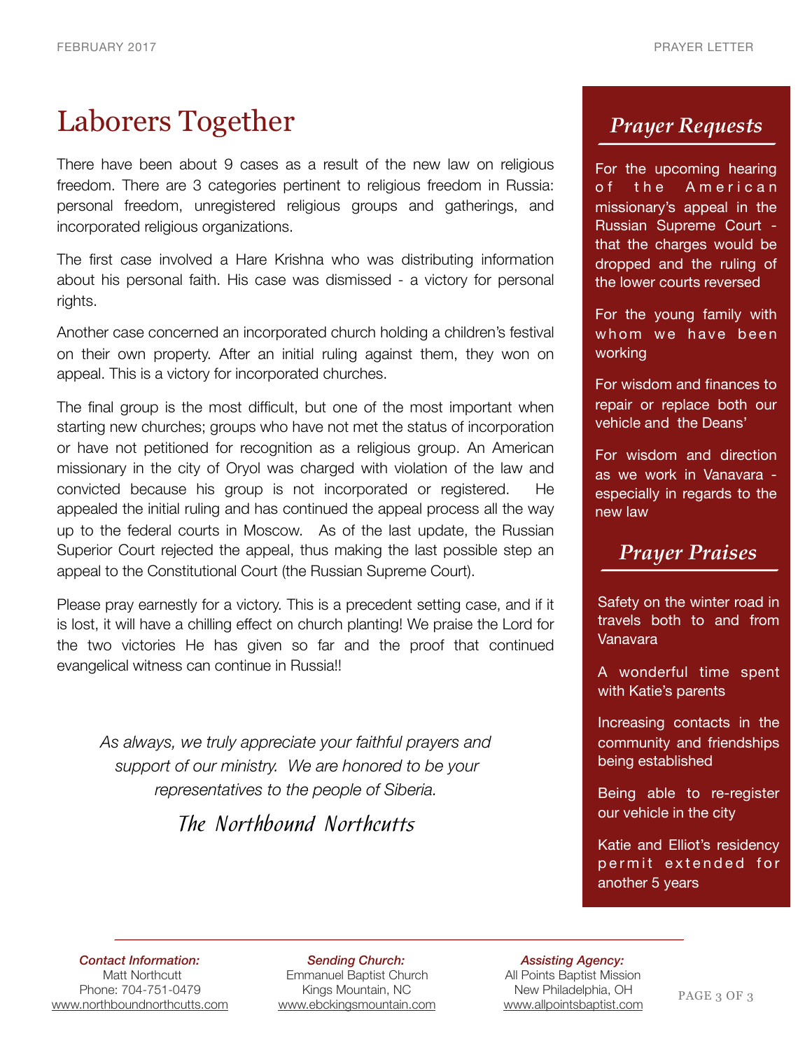# Laborers Together

There have been about 9 cases as a result of the new law on religious freedom. There are 3 categories pertinent to religious freedom in Russia: personal freedom, unregistered religious groups and gatherings, and incorporated religious organizations.

The first case involved a Hare Krishna who was distributing information about his personal faith. His case was dismissed - a victory for personal rights.

Another case concerned an incorporated church holding a children's festival on their own property. After an initial ruling against them, they won on appeal. This is a victory for incorporated churches.

The final group is the most difficult, but one of the most important when starting new churches; groups who have not met the status of incorporation or have not petitioned for recognition as a religious group. An American missionary in the city of Oryol was charged with violation of the law and convicted because his group is not incorporated or registered. He appealed the initial ruling and has continued the appeal process all the way up to the federal courts in Moscow. As of the last update, the Russian Superior Court rejected the appeal, thus making the last possible step an appeal to the Constitutional Court (the Russian Supreme Court).

Please pray earnestly for a victory. This is a precedent setting case, and if it is lost, it will have a chilling effect on church planting! We praise the Lord for the two victories He has given so far and the proof that continued evangelical witness can continue in Russia!!

*As always, we truly appreciate your faithful prayers and support of our ministry. We are honored to be your representatives to the people of Siberia.*

*The Northbound Northcutts*

## *Prayer Requests*

For the upcoming hearing of the American missionary's appeal in the Russian Supreme Court - that the charges would be dropped and the ruling of the lower courts reversed

For the young family with whom we have been working

For wisdom and finances to repair or replace both our vehicle and the Deans'

For wisdom and direction as we work in Vanavara - especially in regards to the new law

## *Prayer Praises*

Safety on the winter road in travels both to and from Vanavara

A wonderful time spent with Katie's parents

Increasing contacts in the community and friendships being established

Being able to re-register our vehicle in the city

Katie and Elliot's residency permit extended for another 5 years

*Contact Information:*
Matt Northcutt
Phone: 704-751-0479
www.northboundnorthcutts.com

*Sending Church:*
Emmanuel Baptist Church
Kings Mountain, NC
www.ebckingsmountain.com

*Assisting Agency:*
All Points Baptist Mission
New Philadelphia, OH
www.allpointsbaptist.com